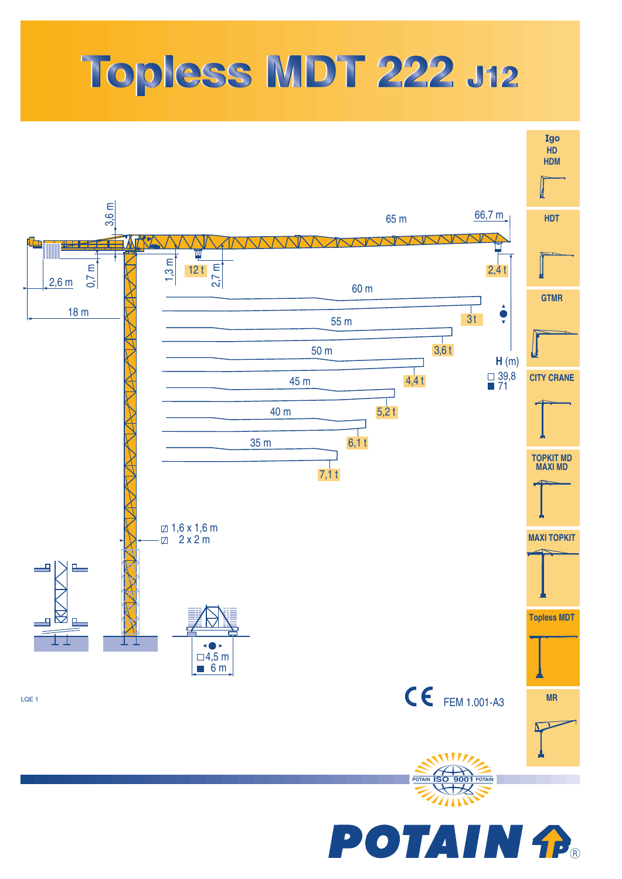# Topless MDT 222 J12

65 m | 66,7 m

3,6 m

12 t | 2,4 t

1,3 m | 2,7 m

0,7 m

2,6 m

18 m

| Jib (m) | Tip load |
|---|---|
| 65 m | 2,4 t |
| 60 m | 3 t |
| 55 m | 3,6 t |
| 50 m | 4,4 t |
| 45 m | 5,2 t |
| 40 m | 6,1 t |
| 35 m | 7,1 t |

**H** (m)

□ 39,8
■ 71

⧄ 1,6 x 1,6 m
⧄ 2 x 2 m

□ 4,5 m
■ 6 m

LQE 1

CE FEM 1.001-A3

Igo HD HDM | HDT | GTMR | CITY CRANE | TOPKIT MD MAXI MD | MAXI TOPKIT | Topless MDT | MR

POTAIN ISO 9001 POTAIN

POTAIN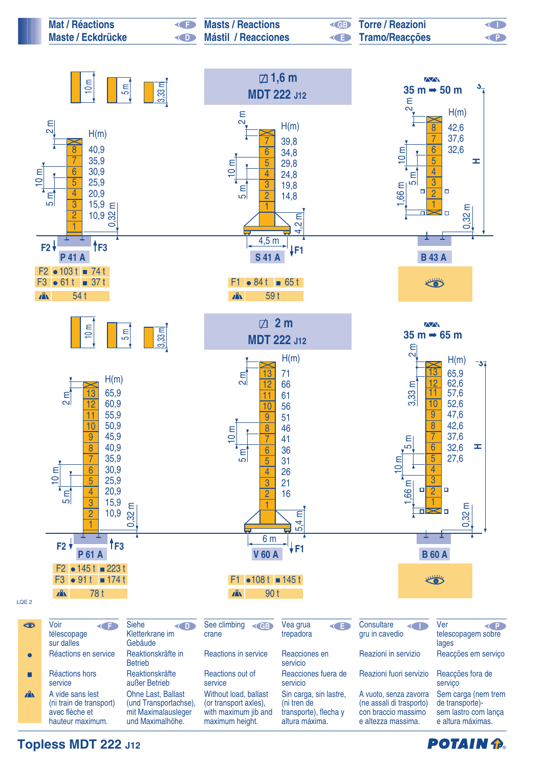# Mat / Réactions · Maste / Eckdrücke · Masts / Reactions · Mástil / Reacciones · Torre / Reazioni · Tramo/Reacções

Mast sections: 10 m, 5 m, 3,33 m

## ◸ 1,6 m — MDT 222 J12

### P 41 A

| Mast | H(m) |
|---|---|
| 8 | 40,9 |
| 7 | 35,9 |
| 6 | 30,9 |
| 5 | 25,9 |
| 4 | 20,9 |
| 3 | 15,9 |
| 2 | 10,9 |
| 1 | |

2 m, 10 m, 5 m, 0,32 m

| | ● | ■ |
|---|---|---|
| F2 | 103 t | 74 t |
| F3 | 61 t | 37 t |
| A vide | 54 t | |

### S 41 A

| Mast | H(m) |
|---|---|
| 7 | 39,8 |
| 6 | 34,8 |
| 5 | 29,8 |
| 4 | 24,8 |
| 3 | 19,8 |
| 2 | 14,8 |
| 1 | |

2 m, 10 m, 5 m, 4,5 m, 4,2 m

| | ● | ■ |
|---|---|---|
| F1 | 84 t | 65 t |
| A vide | 59 t | |

### B 43 A

35 m ➡ 50 m

| Mast | H(m) |
|---|---|
| 8 | 42,6 |
| 7 | 37,6 |
| 6 | 32,6 |
| 5 | |
| 4 | |
| 3 | |
| 2 | |
| 1 | |

2 m, 10 m, 5 m, 1,66 m, 0,32 m, H

👁

## ◸ 2 m — MDT 222 J12

### P 61 A

| Mast | H(m) |
|---|---|
| 13 | 65,9 |
| 12 | 60,9 |
| 11 | 55,9 |
| 10 | 50,9 |
| 9 | 45,9 |
| 8 | 40,9 |
| 7 | 35,9 |
| 6 | 30,9 |
| 5 | 25,9 |
| 4 | 20,9 |
| 3 | 15,9 |
| 2 | 10,9 |
| 1 | |

2 m, 10 m, 5 m, 0,32 m

| | ● | ■ |
|---|---|---|
| F2 | 145 t | 223 t |
| F3 | 91 t | 174 t |
| A vide | 78 t | |

### V 60 A

| Mast | H(m) |
|---|---|
| 13 | 71 |
| 12 | 66 |
| 11 | 61 |
| 10 | 56 |
| 9 | 51 |
| 8 | 46 |
| 7 | 41 |
| 6 | 36 |
| 5 | 31 |
| 4 | 26 |
| 3 | 21 |
| 2 | 16 |
| 1 | |

2 m, 10 m, 5 m, 6 m, 5,4 m

| | ● | ■ |
|---|---|---|
| F1 | 108 t | 145 t |
| A vide | 90 t | |

### B 60 A

35 m ➡ 65 m

| Mast | H(m) |
|---|---|
| 13 | 65,9 |
| 12 | 62,6 |
| 11 | 57,6 |
| 10 | 52,6 |
| 9 | 47,6 |
| 8 | 42,6 |
| 7 | 37,6 |
| 6 | 32,6 |
| 5 | 27,6 |
| 4 | |
| 3 | |
| 2 | |
| 1 | |

2 m, 3,33 m, 5 m, 10 m, 1,66 m, 0,32 m, H

👁

LQE 2

## Légende

| | F | D | GB | E | I | P |
|---|---|---|---|---|---|---|
| 👁 | Voir télescopage sur dalles | Siehe Kletterkrane im Gebäude | See climbing crane | Vea grua trepadora | Consultare gru in cavedio | Ver telescopagem sobre lages |
| ● | Réactions en service | Reaktionskräfte in Betrieb | Reactions in service | Reacciones en servicio | Reazioni in servizio | Reacções em serviço |
| ■ | Réactions hors service | Reaktionskräfte außer Betrieb | Reactions out of service | Reacciones fuera de servicio | Reazioni fuori servizio | Reacções fora de serviço |
| A vide | A vide sans lest (ni train de transport) avec flèche et hauteur maximum. | Ohne Last, Ballast (und Transportachse), mit Maximalausleger und Maximalhöhe. | Without load, ballast (or transport axles), with maximum jib and maximum height. | Sin carga, sin lastre, (ni tren de transporte), flecha y altura máxima. | A vuoto, senza zavorra (ne assali di trasporto) con braccio massimo e altezza massima. | Sem carga (nem trem de transporte)- sem lastro com lança e altura máximas. |

Topless MDT 222 J12

POTAIN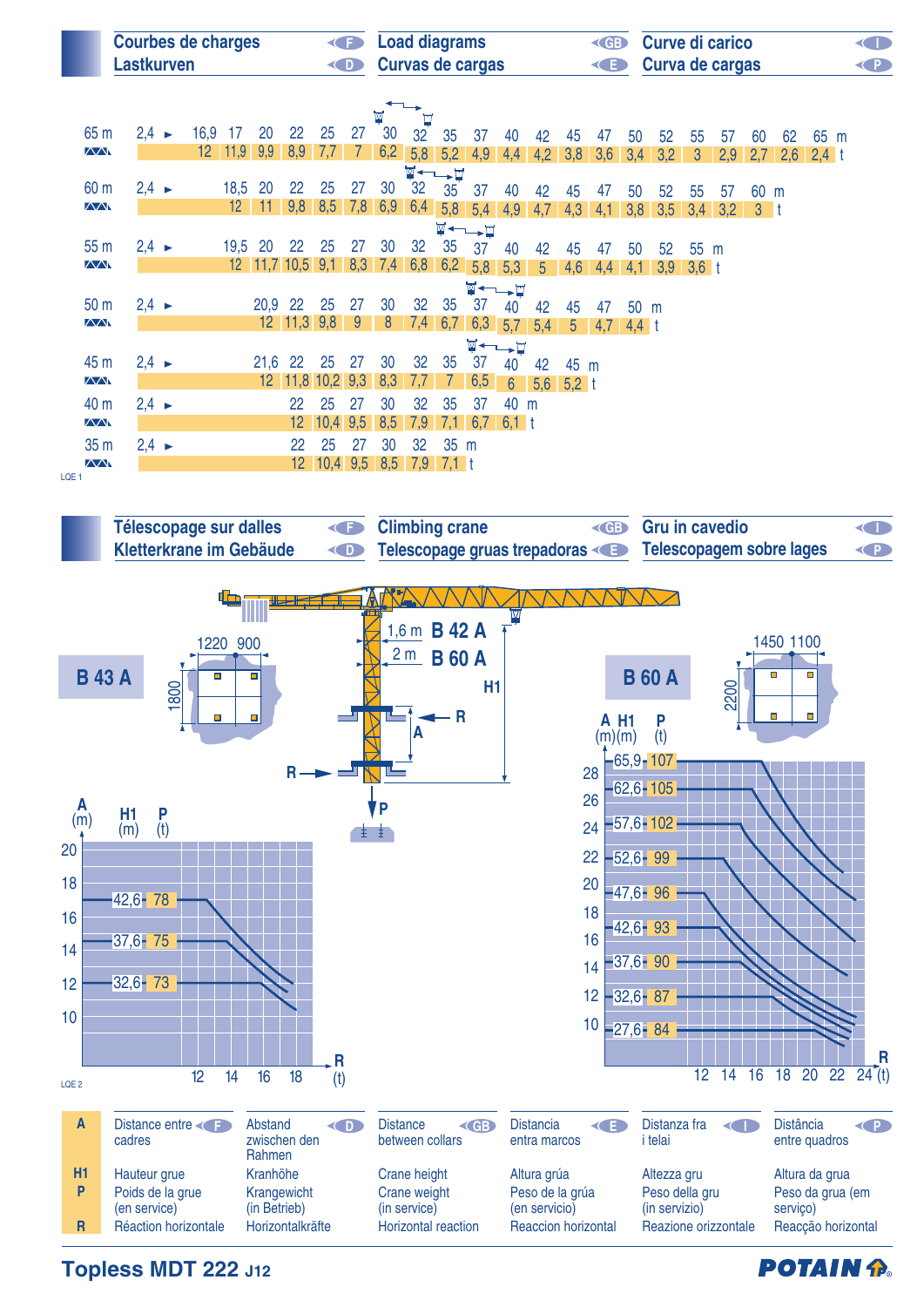## Courbes de charges (F) / Lastkurven (D) / Load diagrams (GB) / Curvas de cargas (E) / Curve di carico (I) / Curva de cargas (P)

**65 m**

| m | 2,4 ► 16,9 | 17 | 20 | 22 | 25 | 27 | 30 | 32 | 35 | 37 | 40 | 42 | 45 | 47 | 50 | 52 | 55 | 57 | 60 | 62 | 65 |
|---|---|---|---|---|---|---|---|---|---|---|---|---|---|---|---|---|---|---|---|---|---|
| t | 12 | 11,9 | 9,9 | 8,9 | 7,7 | 7 | 6,2 | 5,8 | 5,2 | 4,9 | 4,4 | 4,2 | 3,8 | 3,6 | 3,4 | 3,2 | 3 | 2,9 | 2,7 | 2,6 | 2,4 |

**60 m**

| m | 2,4 ► 18,5 | 20 | 22 | 25 | 27 | 30 | 32 | 35 | 37 | 40 | 42 | 45 | 47 | 50 | 52 | 55 | 57 | 60 |
|---|---|---|---|---|---|---|---|---|---|---|---|---|---|---|---|---|---|---|
| t | 12 | 11 | 9,8 | 8,5 | 7,8 | 6,9 | 6,4 | 5,8 | 5,4 | 4,9 | 4,7 | 4,3 | 4,1 | 3,8 | 3,5 | 3,4 | 3,2 | 3 |

**55 m**

| m | 2,4 ► 19,5 | 20 | 22 | 25 | 27 | 30 | 32 | 35 | 37 | 40 | 42 | 45 | 47 | 50 | 52 | 55 |
|---|---|---|---|---|---|---|---|---|---|---|---|---|---|---|---|---|
| t | 12 | 11,7 | 10,5 | 9,1 | 8,3 | 7,4 | 6,8 | 6,2 | 5,8 | 5,3 | 5 | 4,6 | 4,4 | 4,1 | 3,9 | 3,6 |

**50 m**

| m | 2,4 ► 20,9 | 22 | 25 | 27 | 30 | 32 | 35 | 37 | 40 | 42 | 45 | 47 | 50 |
|---|---|---|---|---|---|---|---|---|---|---|---|---|---|
| t | 12 | 11,3 | 9,8 | 9 | 8 | 7,4 | 6,7 | 6,3 | 5,7 | 5,4 | 5 | 4,7 | 4,4 |

**45 m**

| m | 2,4 ► 21,6 | 22 | 25 | 27 | 30 | 32 | 35 | 37 | 40 | 42 | 45 |
|---|---|---|---|---|---|---|---|---|---|---|---|
| t | 12 | 11,8 | 10,2 | 9,3 | 8,3 | 7,7 | 7 | 6,5 | 6 | 5,6 | 5,2 |

**40 m**

| m | 2,4 ► 22 | 25 | 27 | 30 | 32 | 35 | 37 | 40 |
|---|---|---|---|---|---|---|---|---|
| t | 12 | 10,4 | 9,5 | 8,5 | 7,9 | 7,1 | 6,7 | 6,1 |

**35 m**

| m | 2,4 ► 22 | 25 | 27 | 30 | 32 | 35 |
|---|---|---|---|---|---|---|
| t | 12 | 10,4 | 9,5 | 8,5 | 7,9 | 7,1 |

LQE 1

## Télescopage sur dalles (F) / Kletterkrane im Gebäude (D) / Climbing crane (GB) / Telescopage gruas trepadoras (E) / Gru in cavedio (I) / Telescopagem sobre lages (P)

B 43 A: 1220 / 900 / 1800

B 42 A: 1,6 m — B 60 A: 2 m

B 60 A: 1450 / 1100 / 2200

**B 43 A**

| H1 (m) | P (t) |
|---|---|
| 42,6 | 78 |
| 37,6 | 75 |
| 32,6 | 73 |

**B 60 A**

| H1 (m) | P (t) |
|---|---|
| 65,9 | 107 |
| 62,6 | 105 |
| 57,6 | 102 |
| 52,6 | 99 |
| 47,6 | 96 |
| 42,6 | 93 |
| 37,6 | 90 |
| 32,6 | 87 |
| 27,6 | 84 |

LQE 2

| | F | D | GB | E | I | P |
|---|---|---|---|---|---|---|
| **A** | Distance entre cadres | Abstand zwischen den Rahmen | Distance between collars | Distancia entra marcos | Distanza fra i telai | Distância entre quadros |
| **H1** | Hauteur grue | Kranhöhe | Crane height | Altura grúa | Altezza gru | Altura da grua |
| **P** | Poids de la grue (en service) | Krangewicht (in Betrieb) | Crane weight (in service) | Peso de la grúa (en servicio) | Peso della gru (in servizio) | Peso da grua (em serviço) |
| **R** | Réaction horizontale | Horizontalkräfte | Horizontal reaction | Reaccion horizontal | Reazione orizzontale | Reacção horizontal |

**Topless MDT 222 J12**

POTAIN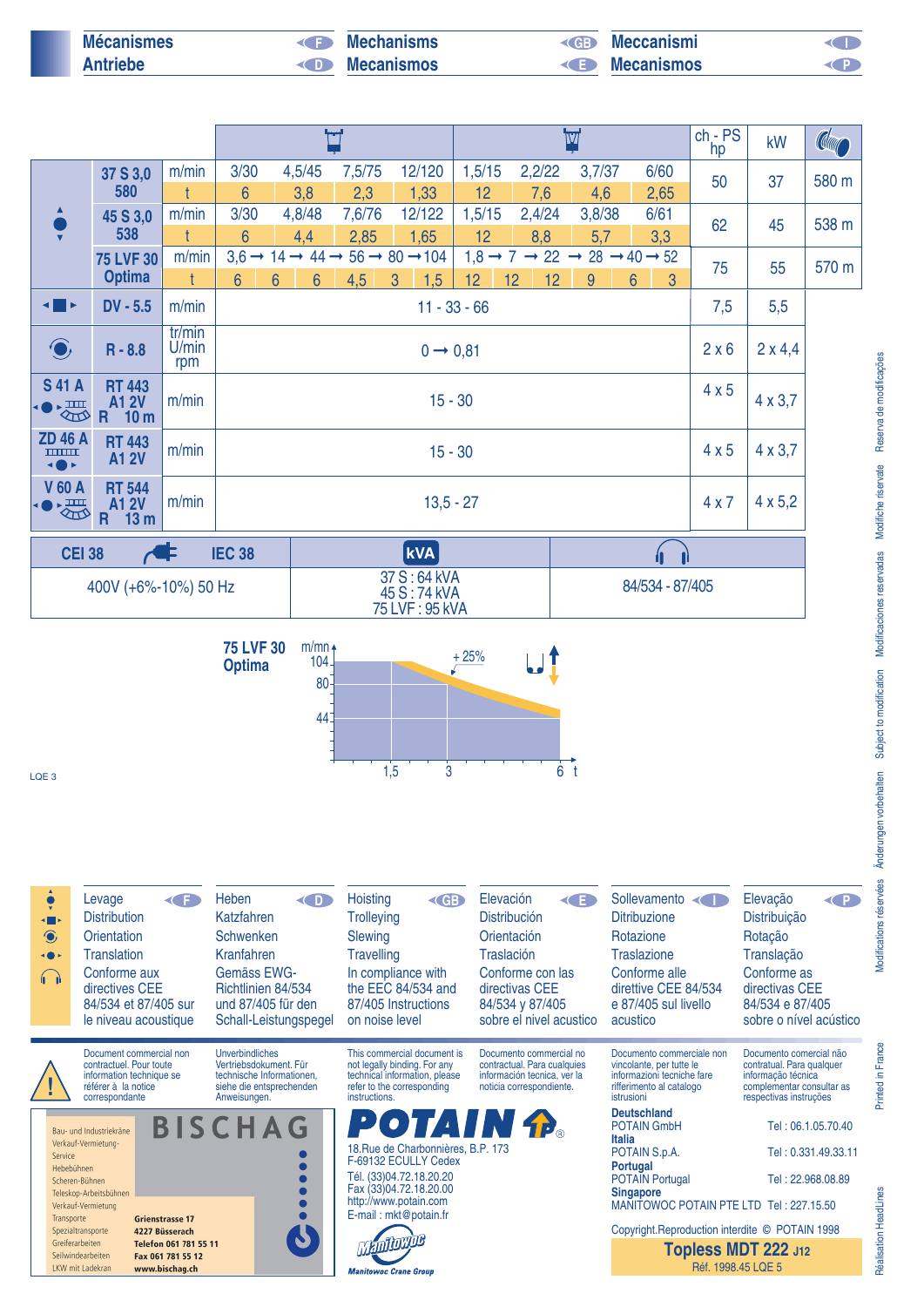# Mécanismes / Mechanisms / Meccanismi
# Antriebe / Mecanismos / Mecanismos

| | | | | | | | | | | | ch - PS hp | kW | |
|---|---|---|---|---|---|---|---|---|---|---|---|---|---|
| Levage | 37 S 3,0 580 | m/min | 3/30 | 4,5/45 | 7,5/75 | 12/120 | 1,5/15 | 2,2/22 | 3,7/37 | 6/60 | 50 | 37 | 580 m |
| | | t | 6 | 3,8 | 2,3 | 1,33 | 12 | 7,6 | 4,6 | 2,65 | | | |
| | 45 S 3,0 538 | m/min | 3/30 | 4,8/48 | 7,6/76 | 12/122 | 1,5/15 | 2,4/24 | 3,8/38 | 6/61 | 62 | 45 | 538 m |
| | | t | 6 | 4,4 | 2,85 | 1,65 | 12 | 8,8 | 5,7 | 3,3 | | | |
| | 75 LVF 30 Optima | m/min | 3,6 → 14 → 44 → 56 → 80 → 104 | | | | 1,8 → 7 → 22 → 28 → 40 → 52 | | | | 75 | 55 | 570 m |
| | | t | 6 / 6 / 6 / 4,5 / 3 / 1,5 | | | | 12 / 12 / 12 / 9 / 6 / 3 | | | | | | |
| Distribution | DV - 5.5 | m/min | 11 - 33 - 66 | | | | | | | | 7,5 | 5,5 | |
| Orientation | R - 8.8 | tr/min U/min rpm | 0 → 0,81 | | | | | | | | 2 x 6 | 2 x 4,4 | |
| S 41 A | RT 443 A1 2V R 10 m | m/min | 15 - 30 | | | | | | | | 4 x 5 | 4 x 3,7 | |
| ZD 46 A | RT 443 A1 2V | m/min | 15 - 30 | | | | | | | | 4 x 5 | 4 x 3,7 | |
| V 60 A | RT 544 A1 2V R 13 m | m/min | 13,5 - 27 | | | | | | | | 4 x 7 | 4 x 5,2 | |

| CEI 38 / IEC 38 | kVA | Niveau acoustique |
|---|---|---|
| 400V (+6%-10%) 50 Hz | 37 S : 64 kVA<br>45 S : 74 kVA<br>75 LVF : 95 kVA | 84/534 - 87/405 |

**75 LVF 30 Optima**

m/mn
104
80
44
+ 25%
1,5
3
6 t

LQE 3

| F | D | GB | E | I | P |
|---|---|---|---|---|---|
| Levage | Heben | Hoisting | Elevación | Sollevamento | Elevação |
| Distribution | Katzfahren | Trolleying | Distribución | Ditribuzione | Distribuição |
| Orientation | Schwenken | Slewing | Orientación | Rotazione | Rotação |
| Translation | Kranfahren | Travelling | Traslación | Traslazione | Translação |
| Conforme aux directives CEE 84/534 et 87/405 sur le niveau acoustique | Gemäss EWG-Richtlinien 84/534 und 87/405 für den Schall-Leistungspegel | In compliance with the EEC 84/534 and 87/405 Instructions on noise level | Conforme con las directivas CEE 84/534 y 87/405 sobre el nivel acustico | Conforme alle direttive CEE 84/534 e 87/405 sul livello acustico | Conforme as directivas CEE 84/534 e 87/405 sobre o nível acústico |

Document commercial non contractuel. Pour toute information technique se référer à la notice correspondante

Unverbindliches Vertriebsdokument. Für weitere technische Informationen, siehe die entsprechenden Anweisungen.

This commercial document is not legally binding. For any technical information, please refer to the corresponding instructions.

Documento comercial no contractual. Para cualquiers información tecnica, ver la noticia correspondiente.

Documento commerciale non vincolante, per tutte le informazioni tecniche fare rifferimento al catalogo istrusioni

Documento comercial não contratual. Para qualquer informação técnica complementar consultar as respectivas instruções

**BISCHAG**
Bau- und Industriekräne
Verkauf-Vermietung-Service
Hebebühnen
Scheren-Bühnen
Teleskop-Arbeitsbühnen
Verkauf-Vermietung
Transporte
Spezialtransporte
Greiferarbeiten
Seilwindearbeiten
LKW mit Ladekran
Grienstrasse 17
4227 Büsserach
Telefon 061 781 55 11
Fax 061 781 55 12
www.bischag.ch

**POTAIN**
18.Rue de Charbonnières, B.P. 173
F-69132 ECULLY Cedex
Tél. (33)04.72.18.20.20
Fax (33)04.72.18.20.00
http://www.potain.com
E-mail : mkt@potain.fr

Manitowoc Crane Group

**Deutschland**
POTAIN GmbH — Tel : 06.1.05.70.40
**Italia**
POTAIN S.p.A. — Tel : 0.331.49.33.11
**Portugal**
POTAIN Portugal — Tel : 22.968.08.89
**Singapore**
MANITOWOC POTAIN PTE LTD — Tel : 227.15.50

Copyright.Reproduction interdite © POTAIN 1998

**Topless MDT 222 J12**
Réf. 1998.45 LQE 5

Modifications réservées · Änderungen vorbehalten · Subject to modification · Modificaciones reservadas · Modifiche riservate · Reserva de modificações

Printed in France

Réalisation HeadLines